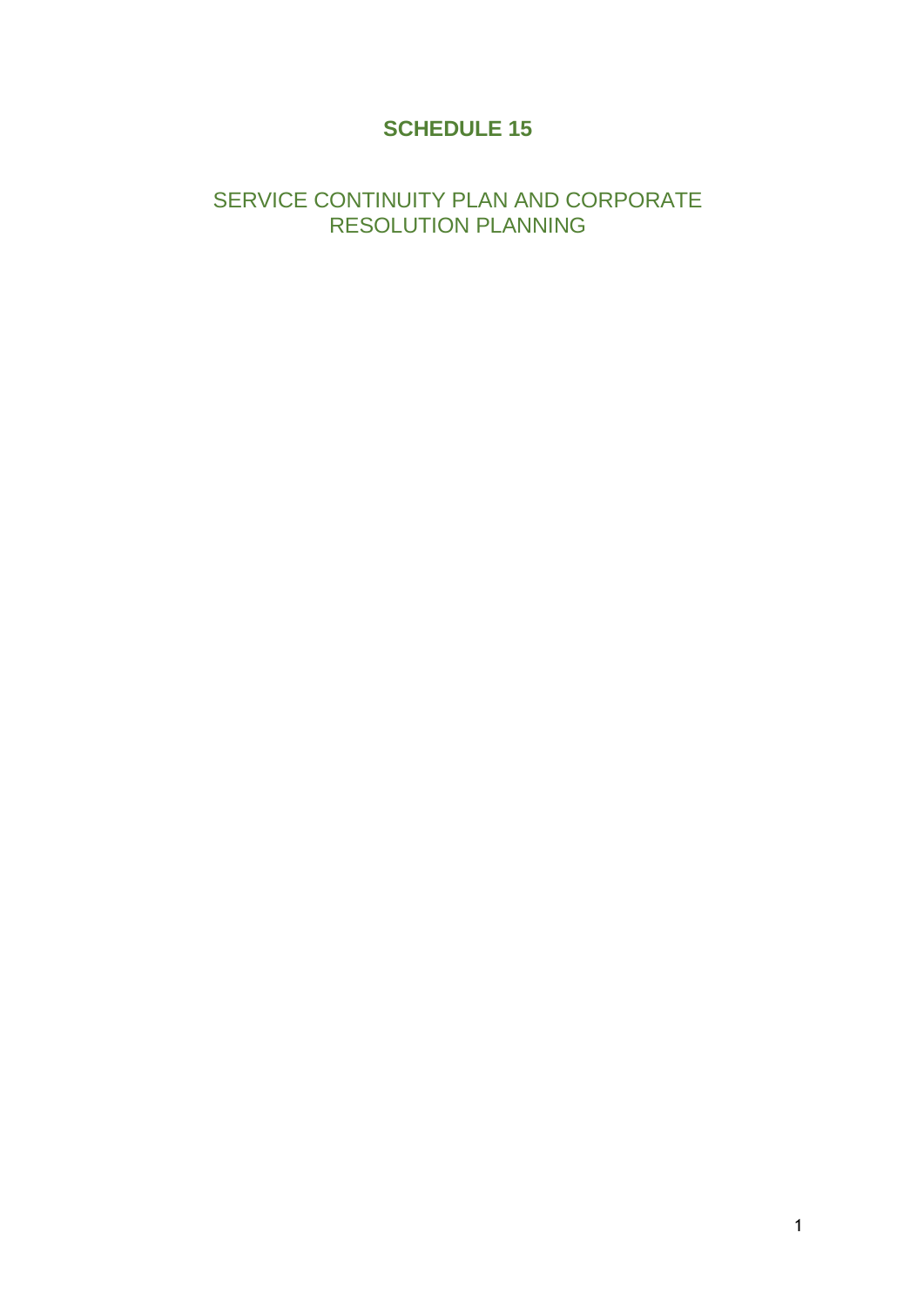# SCHEDULE 15

## SERVICE CONTINUITY PLAN AND CORPORATE RESOLUTION PLANNING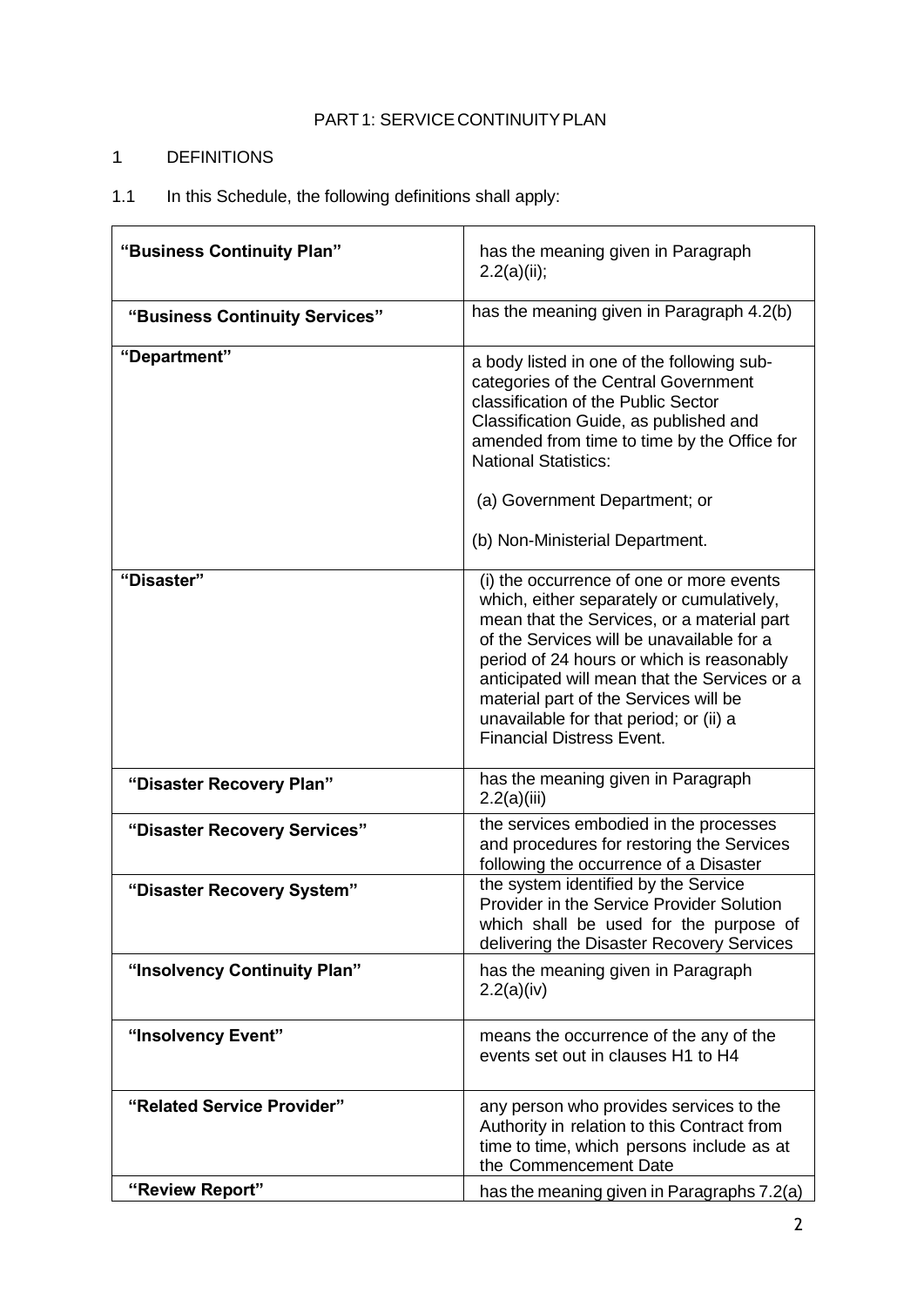PART 1: SERVICE CONTINUITY PLAN

## 1 DEFINITIONS

1.1 In this Schedule, the following definitions shall apply:

| | |
|---|---|
| **"Business Continuity Plan"** | has the meaning given in Paragraph 2.2(a)(ii); |
| **"Business Continuity Services"** | has the meaning given in Paragraph 4.2(b) |
| **"Department"** | a body listed in one of the following sub-categories of the Central Government classification of the Public Sector Classification Guide, as published and amended from time to time by the Office for National Statistics:<br><br>(a) Government Department; or<br><br>(b) Non-Ministerial Department. |
| **"Disaster"** | (i) the occurrence of one or more events which, either separately or cumulatively, mean that the Services, or a material part of the Services will be unavailable for a period of 24 hours or which is reasonably anticipated will mean that the Services or a material part of the Services will be unavailable for that period; or (ii) a Financial Distress Event. |
| **"Disaster Recovery Plan"** | has the meaning given in Paragraph 2.2(a)(iii) |
| **"Disaster Recovery Services"** | the services embodied in the processes and procedures for restoring the Services following the occurrence of a Disaster |
| **"Disaster Recovery System"** | the system identified by the Service Provider in the Service Provider Solution which shall be used for the purpose of delivering the Disaster Recovery Services |
| **"Insolvency Continuity Plan"** | has the meaning given in Paragraph 2.2(a)(iv) |
| **"Insolvency Event"** | means the occurrence of the any of the events set out in clauses H1 to H4 |
| **"Related Service Provider"** | any person who provides services to the Authority in relation to this Contract from time to time, which persons include as at the Commencement Date |
| **"Review Report"** | has the meaning given in Paragraphs 7.2(a) |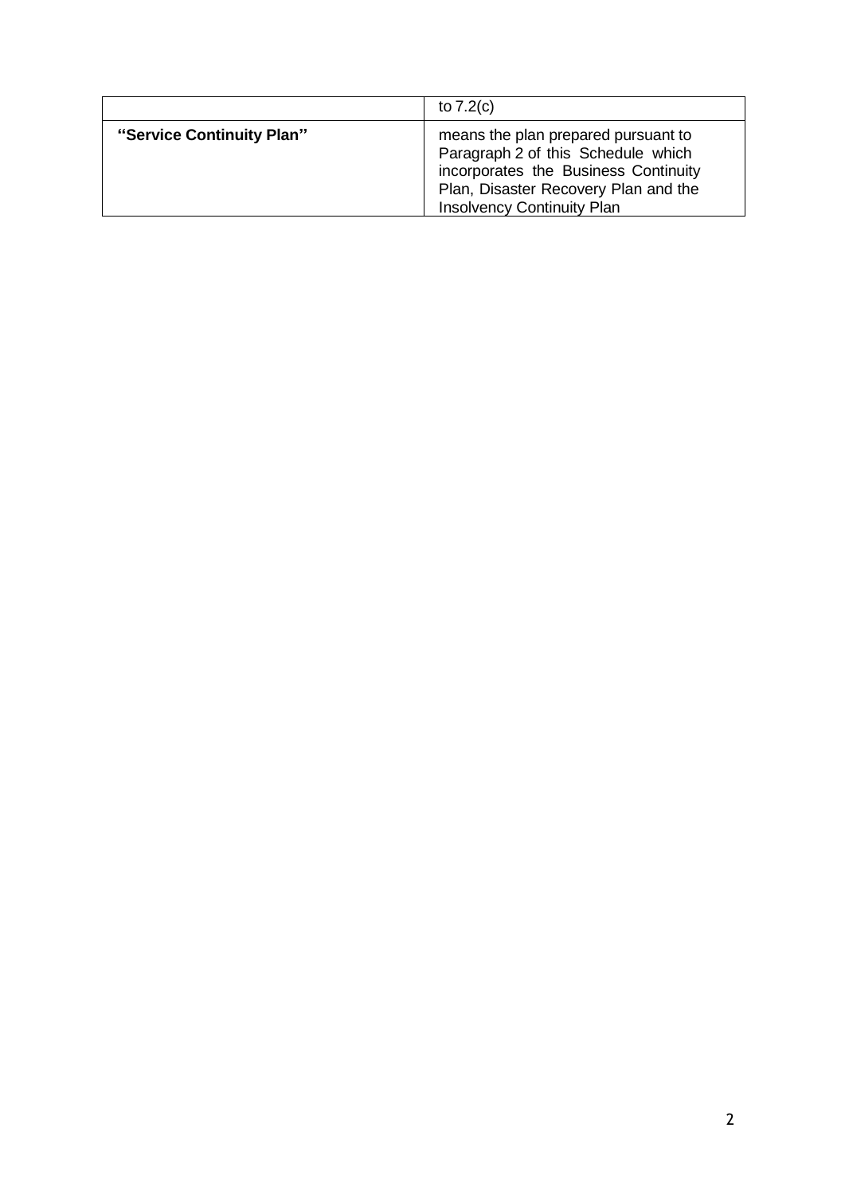| | |
|---|---|
| | to 7.2(c) |
| **"Service Continuity Plan"** | means the plan prepared pursuant to Paragraph 2 of this Schedule which incorporates the Business Continuity Plan, Disaster Recovery Plan and the Insolvency Continuity Plan |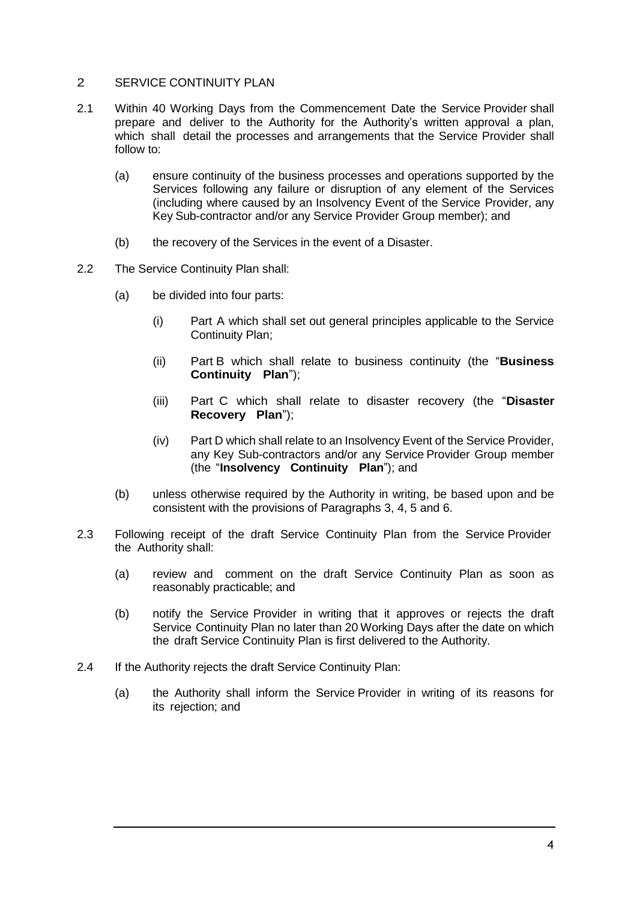## 2 SERVICE CONTINUITY PLAN

2.1 Within 40 Working Days from the Commencement Date the Service Provider shall prepare and deliver to the Authority for the Authority's written approval a plan, which shall detail the processes and arrangements that the Service Provider shall follow to:

   (a) ensure continuity of the business processes and operations supported by the Services following any failure or disruption of any element of the Services (including where caused by an Insolvency Event of the Service Provider, any Key Sub-contractor and/or any Service Provider Group member); and

   (b) the recovery of the Services in the event of a Disaster.

2.2 The Service Continuity Plan shall:

   (a) be divided into four parts:

      (i) Part A which shall set out general principles applicable to the Service Continuity Plan;

      (ii) Part B which shall relate to business continuity (the "**Business Continuity Plan**");

      (iii) Part C which shall relate to disaster recovery (the "**Disaster Recovery Plan**");

      (iv) Part D which shall relate to an Insolvency Event of the Service Provider, any Key Sub-contractors and/or any Service Provider Group member (the "**Insolvency Continuity Plan**"); and

   (b) unless otherwise required by the Authority in writing, be based upon and be consistent with the provisions of Paragraphs 3, 4, 5 and 6.

2.3 Following receipt of the draft Service Continuity Plan from the Service Provider the Authority shall:

   (a) review and comment on the draft Service Continuity Plan as soon as reasonably practicable; and

   (b) notify the Service Provider in writing that it approves or rejects the draft Service Continuity Plan no later than 20 Working Days after the date on which the draft Service Continuity Plan is first delivered to the Authority.

2.4 If the Authority rejects the draft Service Continuity Plan:

   (a) the Authority shall inform the Service Provider in writing of its reasons for its rejection; and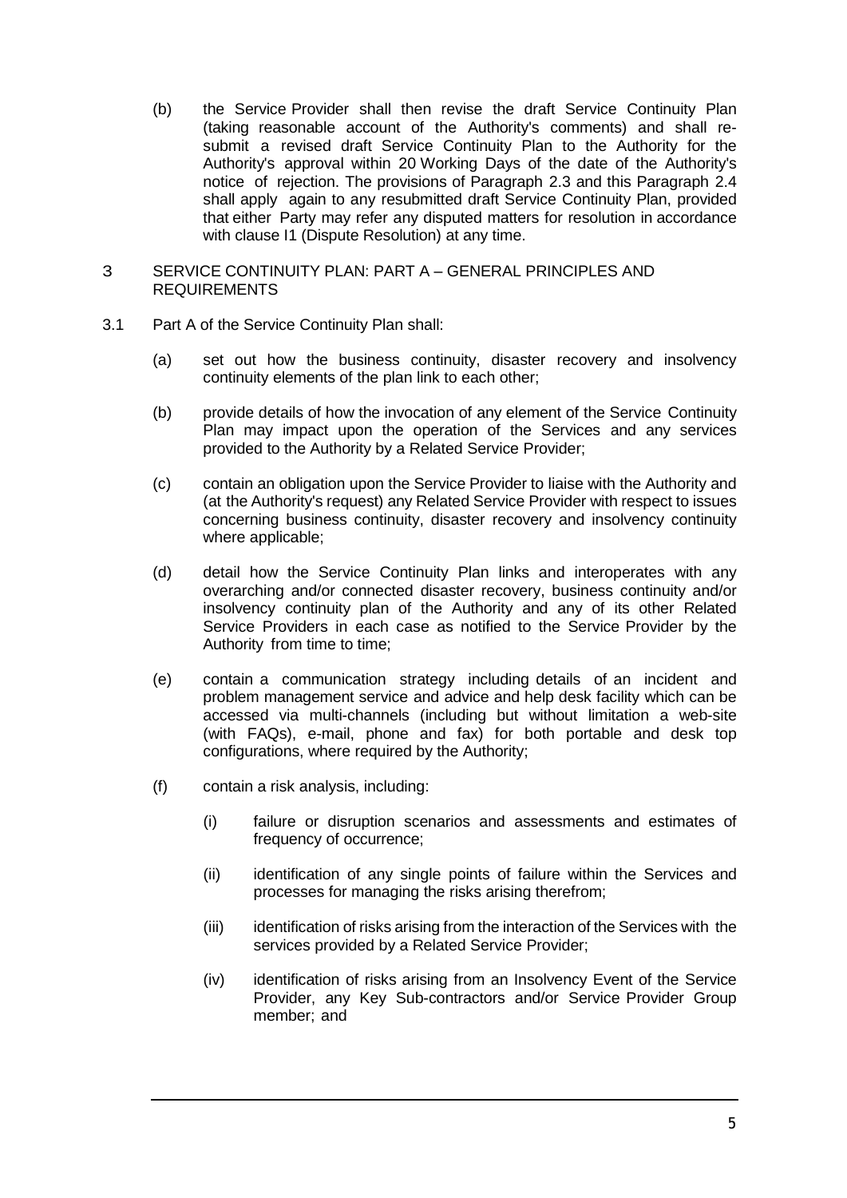(b) the Service Provider shall then revise the draft Service Continuity Plan (taking reasonable account of the Authority's comments) and shall re-submit a revised draft Service Continuity Plan to the Authority for the Authority's approval within 20 Working Days of the date of the Authority's notice of rejection. The provisions of Paragraph 2.3 and this Paragraph 2.4 shall apply again to any resubmitted draft Service Continuity Plan, provided that either Party may refer any disputed matters for resolution in accordance with clause I1 (Dispute Resolution) at any time.

## 3 SERVICE CONTINUITY PLAN: PART A – GENERAL PRINCIPLES AND REQUIREMENTS

3.1 Part A of the Service Continuity Plan shall:

(a) set out how the business continuity, disaster recovery and insolvency continuity elements of the plan link to each other;

(b) provide details of how the invocation of any element of the Service Continuity Plan may impact upon the operation of the Services and any services provided to the Authority by a Related Service Provider;

(c) contain an obligation upon the Service Provider to liaise with the Authority and (at the Authority's request) any Related Service Provider with respect to issues concerning business continuity, disaster recovery and insolvency continuity where applicable;

(d) detail how the Service Continuity Plan links and interoperates with any overarching and/or connected disaster recovery, business continuity and/or insolvency continuity plan of the Authority and any of its other Related Service Providers in each case as notified to the Service Provider by the Authority from time to time;

(e) contain a communication strategy including details of an incident and problem management service and advice and help desk facility which can be accessed via multi-channels (including but without limitation a web-site (with FAQs), e-mail, phone and fax) for both portable and desk top configurations, where required by the Authority;

(f) contain a risk analysis, including:

(i) failure or disruption scenarios and assessments and estimates of frequency of occurrence;

(ii) identification of any single points of failure within the Services and processes for managing the risks arising therefrom;

(iii) identification of risks arising from the interaction of the Services with the services provided by a Related Service Provider;

(iv) identification of risks arising from an Insolvency Event of the Service Provider, any Key Sub-contractors and/or Service Provider Group member; and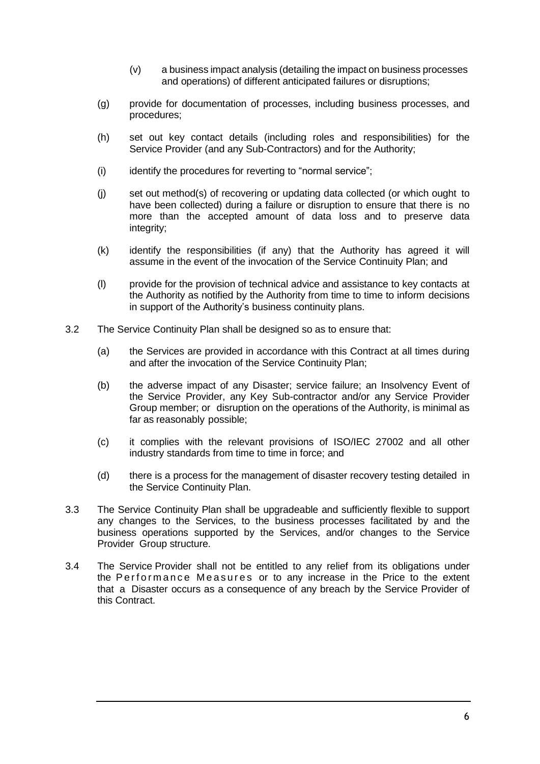(v) a business impact analysis (detailing the impact on business processes and operations) of different anticipated failures or disruptions;

(g) provide for documentation of processes, including business processes, and procedures;

(h) set out key contact details (including roles and responsibilities) for the Service Provider (and any Sub-Contractors) and for the Authority;

(i) identify the procedures for reverting to "normal service";

(j) set out method(s) of recovering or updating data collected (or which ought to have been collected) during a failure or disruption to ensure that there is no more than the accepted amount of data loss and to preserve data integrity;

(k) identify the responsibilities (if any) that the Authority has agreed it will assume in the event of the invocation of the Service Continuity Plan; and

(l) provide for the provision of technical advice and assistance to key contacts at the Authority as notified by the Authority from time to time to inform decisions in support of the Authority's business continuity plans.

3.2 The Service Continuity Plan shall be designed so as to ensure that:

(a) the Services are provided in accordance with this Contract at all times during and after the invocation of the Service Continuity Plan;

(b) the adverse impact of any Disaster; service failure; an Insolvency Event of the Service Provider, any Key Sub-contractor and/or any Service Provider Group member; or disruption on the operations of the Authority, is minimal as far as reasonably possible;

(c) it complies with the relevant provisions of ISO/IEC 27002 and all other industry standards from time to time in force; and

(d) there is a process for the management of disaster recovery testing detailed in the Service Continuity Plan.

3.3 The Service Continuity Plan shall be upgradeable and sufficiently flexible to support any changes to the Services, to the business processes facilitated by and the business operations supported by the Services, and/or changes to the Service Provider Group structure.

3.4 The Service Provider shall not be entitled to any relief from its obligations under the Performance Measures or to any increase in the Price to the extent that a Disaster occurs as a consequence of any breach by the Service Provider of this Contract.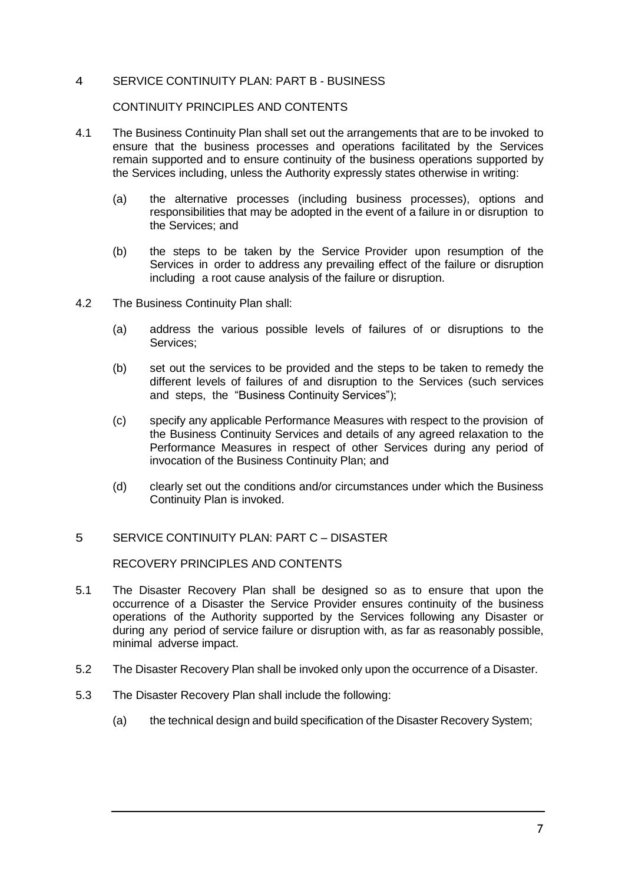## 4 SERVICE CONTINUITY PLAN: PART B - BUSINESS CONTINUITY PRINCIPLES AND CONTENTS

4.1 The Business Continuity Plan shall set out the arrangements that are to be invoked to ensure that the business processes and operations facilitated by the Services remain supported and to ensure continuity of the business operations supported by the Services including, unless the Authority expressly states otherwise in writing:

(a) the alternative processes (including business processes), options and responsibilities that may be adopted in the event of a failure in or disruption to the Services; and

(b) the steps to be taken by the Service Provider upon resumption of the Services in order to address any prevailing effect of the failure or disruption including a root cause analysis of the failure or disruption.

4.2 The Business Continuity Plan shall:

(a) address the various possible levels of failures of or disruptions to the Services;

(b) set out the services to be provided and the steps to be taken to remedy the different levels of failures of and disruption to the Services (such services and steps, the "Business Continuity Services");

(c) specify any applicable Performance Measures with respect to the provision of the Business Continuity Services and details of any agreed relaxation to the Performance Measures in respect of other Services during any period of invocation of the Business Continuity Plan; and

(d) clearly set out the conditions and/or circumstances under which the Business Continuity Plan is invoked.

## 5 SERVICE CONTINUITY PLAN: PART C – DISASTER RECOVERY PRINCIPLES AND CONTENTS

5.1 The Disaster Recovery Plan shall be designed so as to ensure that upon the occurrence of a Disaster the Service Provider ensures continuity of the business operations of the Authority supported by the Services following any Disaster or during any period of service failure or disruption with, as far as reasonably possible, minimal adverse impact.

5.2 The Disaster Recovery Plan shall be invoked only upon the occurrence of a Disaster.

5.3 The Disaster Recovery Plan shall include the following:

(a) the technical design and build specification of the Disaster Recovery System;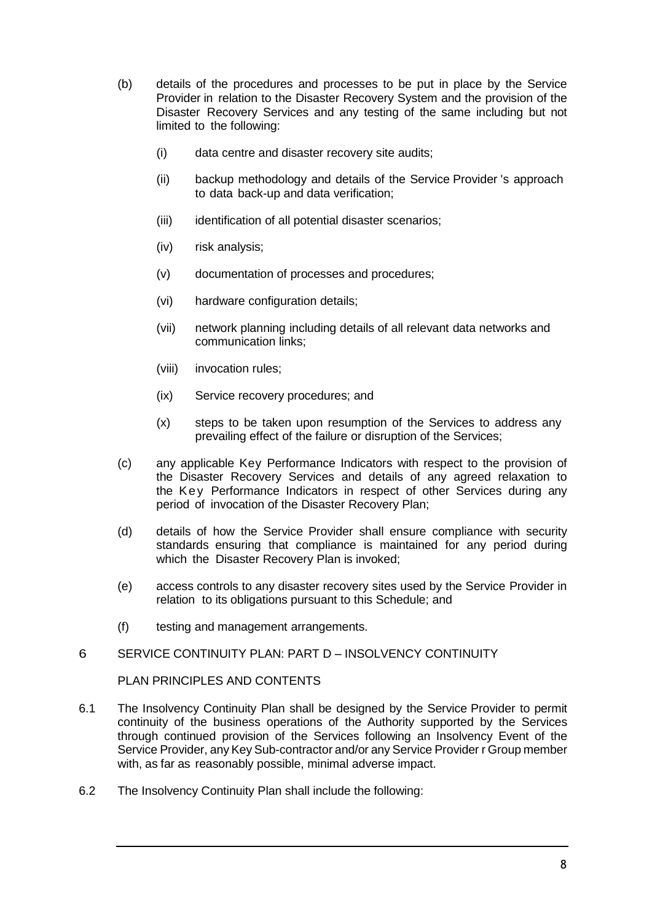(b) details of the procedures and processes to be put in place by the Service Provider in relation to the Disaster Recovery System and the provision of the Disaster Recovery Services and any testing of the same including but not limited to the following:

   (i) data centre and disaster recovery site audits;

   (ii) backup methodology and details of the Service Provider 's approach to data back-up and data verification;

   (iii) identification of all potential disaster scenarios;

   (iv) risk analysis;

   (v) documentation of processes and procedures;

   (vi) hardware configuration details;

   (vii) network planning including details of all relevant data networks and communication links;

   (viii) invocation rules;

   (ix) Service recovery procedures; and

   (x) steps to be taken upon resumption of the Services to address any prevailing effect of the failure or disruption of the Services;

(c) any applicable Key Performance Indicators with respect to the provision of the Disaster Recovery Services and details of any agreed relaxation to the Key Performance Indicators in respect of other Services during any period of invocation of the Disaster Recovery Plan;

(d) details of how the Service Provider shall ensure compliance with security standards ensuring that compliance is maintained for any period during which the Disaster Recovery Plan is invoked;

(e) access controls to any disaster recovery sites used by the Service Provider in relation to its obligations pursuant to this Schedule; and

(f) testing and management arrangements.

## 6 SERVICE CONTINUITY PLAN: PART D – INSOLVENCY CONTINUITY

PLAN PRINCIPLES AND CONTENTS

6.1 The Insolvency Continuity Plan shall be designed by the Service Provider to permit continuity of the business operations of the Authority supported by the Services through continued provision of the Services following an Insolvency Event of the Service Provider, any Key Sub-contractor and/or any Service Provider r Group member with, as far as reasonably possible, minimal adverse impact.

6.2 The Insolvency Continuity Plan shall include the following: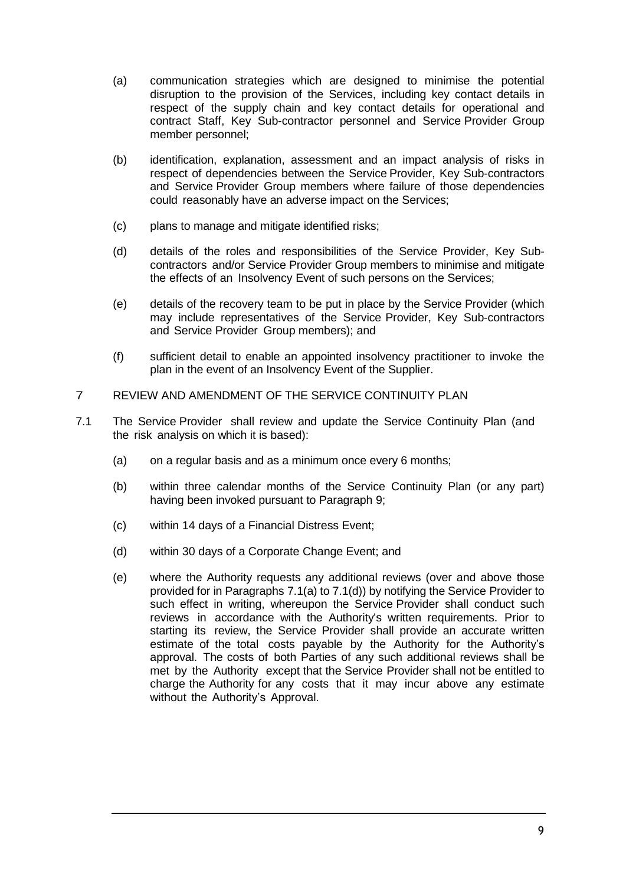(a) communication strategies which are designed to minimise the potential disruption to the provision of the Services, including key contact details in respect of the supply chain and key contact details for operational and contract Staff, Key Sub-contractor personnel and Service Provider Group member personnel;

(b) identification, explanation, assessment and an impact analysis of risks in respect of dependencies between the Service Provider, Key Sub-contractors and Service Provider Group members where failure of those dependencies could reasonably have an adverse impact on the Services;

(c) plans to manage and mitigate identified risks;

(d) details of the roles and responsibilities of the Service Provider, Key Sub-contractors and/or Service Provider Group members to minimise and mitigate the effects of an Insolvency Event of such persons on the Services;

(e) details of the recovery team to be put in place by the Service Provider (which may include representatives of the Service Provider, Key Sub-contractors and Service Provider Group members); and

(f) sufficient detail to enable an appointed insolvency practitioner to invoke the plan in the event of an Insolvency Event of the Supplier.

## 7 REVIEW AND AMENDMENT OF THE SERVICE CONTINUITY PLAN

7.1 The Service Provider shall review and update the Service Continuity Plan (and the risk analysis on which it is based):

(a) on a regular basis and as a minimum once every 6 months;

(b) within three calendar months of the Service Continuity Plan (or any part) having been invoked pursuant to Paragraph 9;

(c) within 14 days of a Financial Distress Event;

(d) within 30 days of a Corporate Change Event; and

(e) where the Authority requests any additional reviews (over and above those provided for in Paragraphs 7.1(a) to 7.1(d)) by notifying the Service Provider to such effect in writing, whereupon the Service Provider shall conduct such reviews in accordance with the Authority's written requirements. Prior to starting its review, the Service Provider shall provide an accurate written estimate of the total costs payable by the Authority for the Authority's approval. The costs of both Parties of any such additional reviews shall be met by the Authority except that the Service Provider shall not be entitled to charge the Authority for any costs that it may incur above any estimate without the Authority's Approval.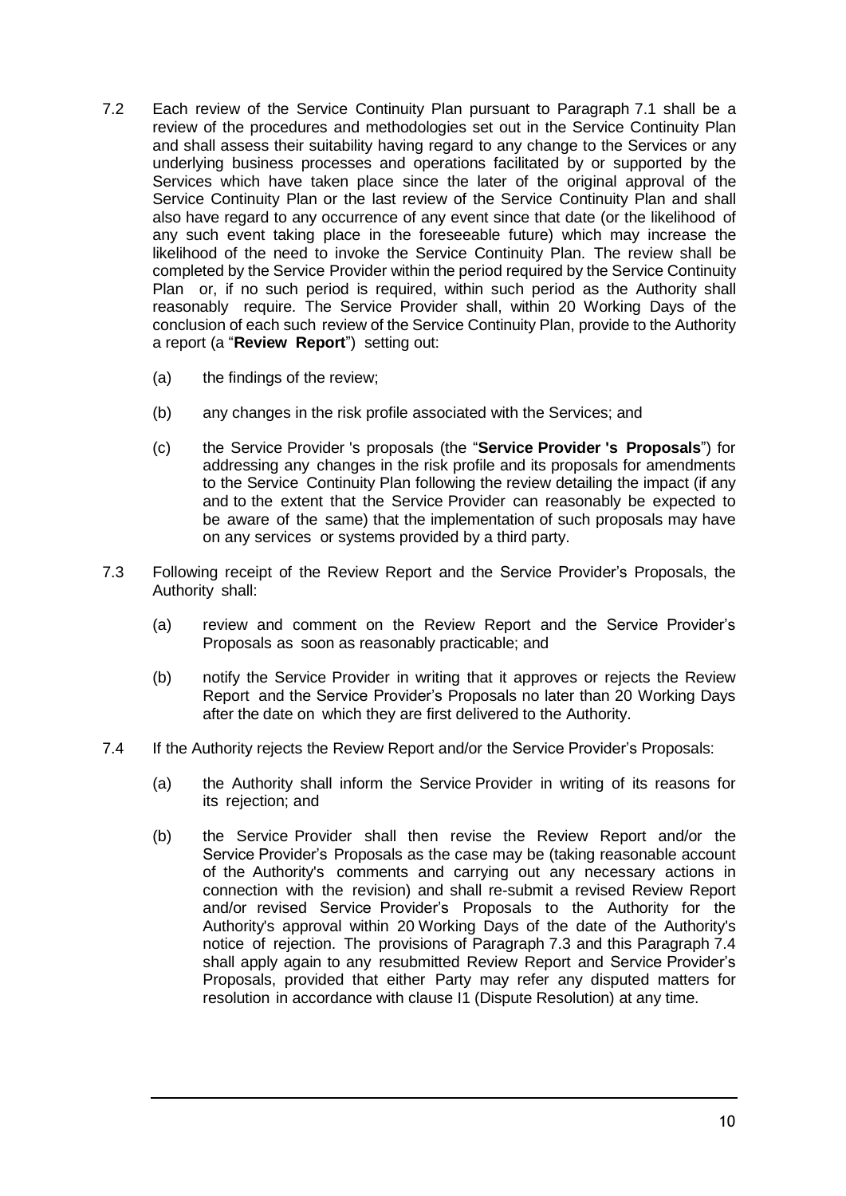7.2 Each review of the Service Continuity Plan pursuant to Paragraph 7.1 shall be a review of the procedures and methodologies set out in the Service Continuity Plan and shall assess their suitability having regard to any change to the Services or any underlying business processes and operations facilitated by or supported by the Services which have taken place since the later of the original approval of the Service Continuity Plan or the last review of the Service Continuity Plan and shall also have regard to any occurrence of any event since that date (or the likelihood of any such event taking place in the foreseeable future) which may increase the likelihood of the need to invoke the Service Continuity Plan. The review shall be completed by the Service Provider within the period required by the Service Continuity Plan or, if no such period is required, within such period as the Authority shall reasonably require. The Service Provider shall, within 20 Working Days of the conclusion of each such review of the Service Continuity Plan, provide to the Authority a report (a "**Review Report**") setting out:

(a) the findings of the review;

(b) any changes in the risk profile associated with the Services; and

(c) the Service Provider 's proposals (the "**Service Provider 's Proposals**") for addressing any changes in the risk profile and its proposals for amendments to the Service Continuity Plan following the review detailing the impact (if any and to the extent that the Service Provider can reasonably be expected to be aware of the same) that the implementation of such proposals may have on any services or systems provided by a third party.

7.3 Following receipt of the Review Report and the Service Provider's Proposals, the Authority shall:

(a) review and comment on the Review Report and the Service Provider's Proposals as soon as reasonably practicable; and

(b) notify the Service Provider in writing that it approves or rejects the Review Report and the Service Provider's Proposals no later than 20 Working Days after the date on which they are first delivered to the Authority.

7.4 If the Authority rejects the Review Report and/or the Service Provider's Proposals:

(a) the Authority shall inform the Service Provider in writing of its reasons for its rejection; and

(b) the Service Provider shall then revise the Review Report and/or the Service Provider's Proposals as the case may be (taking reasonable account of the Authority's comments and carrying out any necessary actions in connection with the revision) and shall re-submit a revised Review Report and/or revised Service Provider's Proposals to the Authority for the Authority's approval within 20 Working Days of the date of the Authority's notice of rejection. The provisions of Paragraph 7.3 and this Paragraph 7.4 shall apply again to any resubmitted Review Report and Service Provider's Proposals, provided that either Party may refer any disputed matters for resolution in accordance with clause I1 (Dispute Resolution) at any time.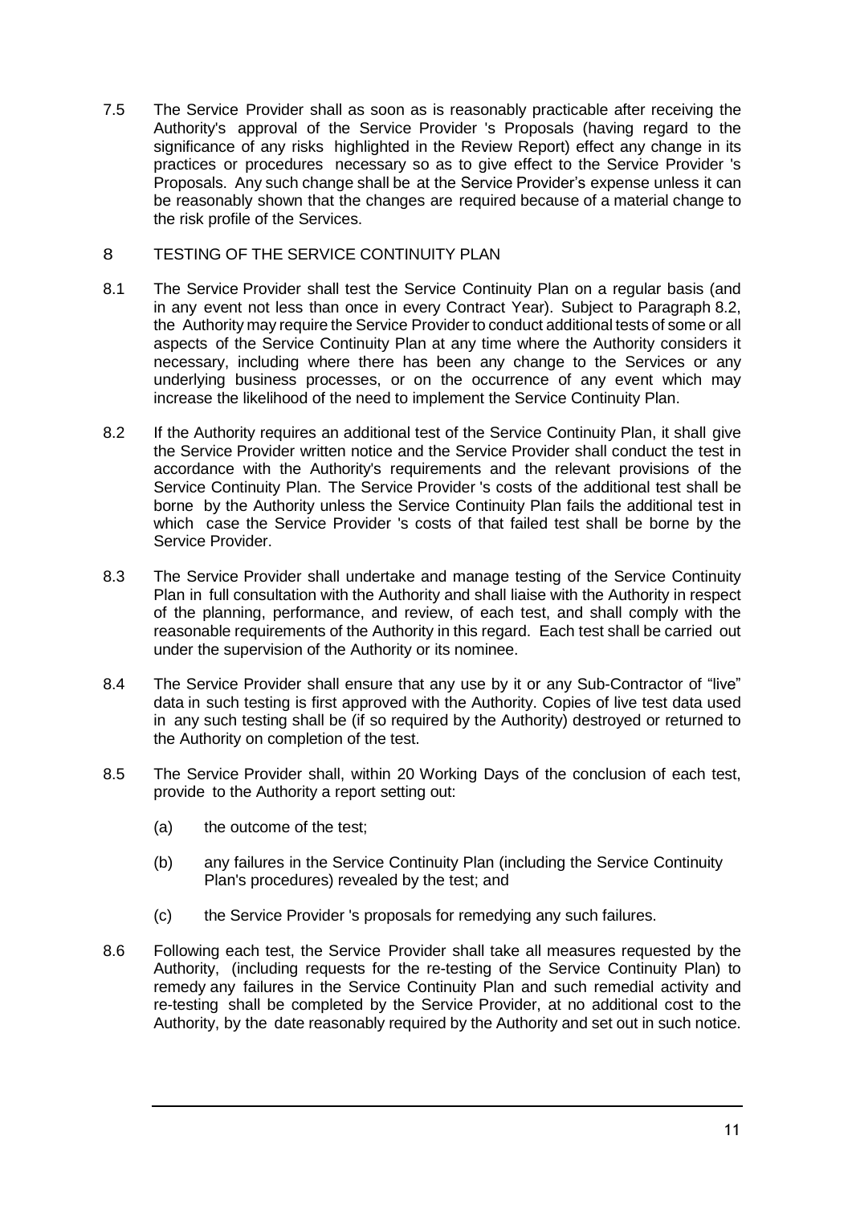7.5 The Service Provider shall as soon as is reasonably practicable after receiving the Authority's approval of the Service Provider 's Proposals (having regard to the significance of any risks highlighted in the Review Report) effect any change in its practices or procedures necessary so as to give effect to the Service Provider 's Proposals. Any such change shall be at the Service Provider's expense unless it can be reasonably shown that the changes are required because of a material change to the risk profile of the Services.

## 8 TESTING OF THE SERVICE CONTINUITY PLAN

8.1 The Service Provider shall test the Service Continuity Plan on a regular basis (and in any event not less than once in every Contract Year). Subject to Paragraph 8.2, the Authority may require the Service Provider to conduct additional tests of some or all aspects of the Service Continuity Plan at any time where the Authority considers it necessary, including where there has been any change to the Services or any underlying business processes, or on the occurrence of any event which may increase the likelihood of the need to implement the Service Continuity Plan.

8.2 If the Authority requires an additional test of the Service Continuity Plan, it shall give the Service Provider written notice and the Service Provider shall conduct the test in accordance with the Authority's requirements and the relevant provisions of the Service Continuity Plan. The Service Provider 's costs of the additional test shall be borne by the Authority unless the Service Continuity Plan fails the additional test in which case the Service Provider 's costs of that failed test shall be borne by the Service Provider.

8.3 The Service Provider shall undertake and manage testing of the Service Continuity Plan in full consultation with the Authority and shall liaise with the Authority in respect of the planning, performance, and review, of each test, and shall comply with the reasonable requirements of the Authority in this regard. Each test shall be carried out under the supervision of the Authority or its nominee.

8.4 The Service Provider shall ensure that any use by it or any Sub-Contractor of "live" data in such testing is first approved with the Authority. Copies of live test data used in any such testing shall be (if so required by the Authority) destroyed or returned to the Authority on completion of the test.

8.5 The Service Provider shall, within 20 Working Days of the conclusion of each test, provide to the Authority a report setting out:

(a) the outcome of the test;

(b) any failures in the Service Continuity Plan (including the Service Continuity Plan's procedures) revealed by the test; and

(c) the Service Provider 's proposals for remedying any such failures.

8.6 Following each test, the Service Provider shall take all measures requested by the Authority, (including requests for the re-testing of the Service Continuity Plan) to remedy any failures in the Service Continuity Plan and such remedial activity and re-testing shall be completed by the Service Provider, at no additional cost to the Authority, by the date reasonably required by the Authority and set out in such notice.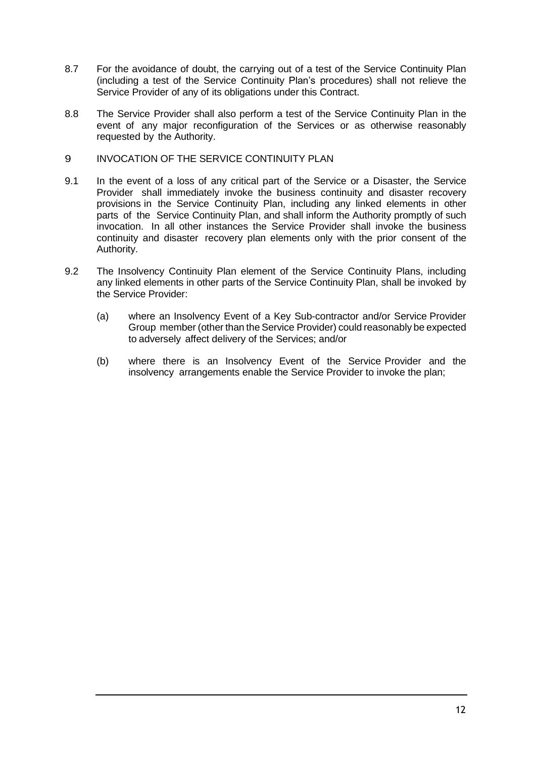8.7 For the avoidance of doubt, the carrying out of a test of the Service Continuity Plan (including a test of the Service Continuity Plan's procedures) shall not relieve the Service Provider of any of its obligations under this Contract.

8.8 The Service Provider shall also perform a test of the Service Continuity Plan in the event of any major reconfiguration of the Services or as otherwise reasonably requested by the Authority.

## 9 INVOCATION OF THE SERVICE CONTINUITY PLAN

9.1 In the event of a loss of any critical part of the Service or a Disaster, the Service Provider shall immediately invoke the business continuity and disaster recovery provisions in the Service Continuity Plan, including any linked elements in other parts of the Service Continuity Plan, and shall inform the Authority promptly of such invocation. In all other instances the Service Provider shall invoke the business continuity and disaster recovery plan elements only with the prior consent of the Authority.

9.2 The Insolvency Continuity Plan element of the Service Continuity Plans, including any linked elements in other parts of the Service Continuity Plan, shall be invoked by the Service Provider:

(a) where an Insolvency Event of a Key Sub-contractor and/or Service Provider Group member (other than the Service Provider) could reasonably be expected to adversely affect delivery of the Services; and/or

(b) where there is an Insolvency Event of the Service Provider and the insolvency arrangements enable the Service Provider to invoke the plan;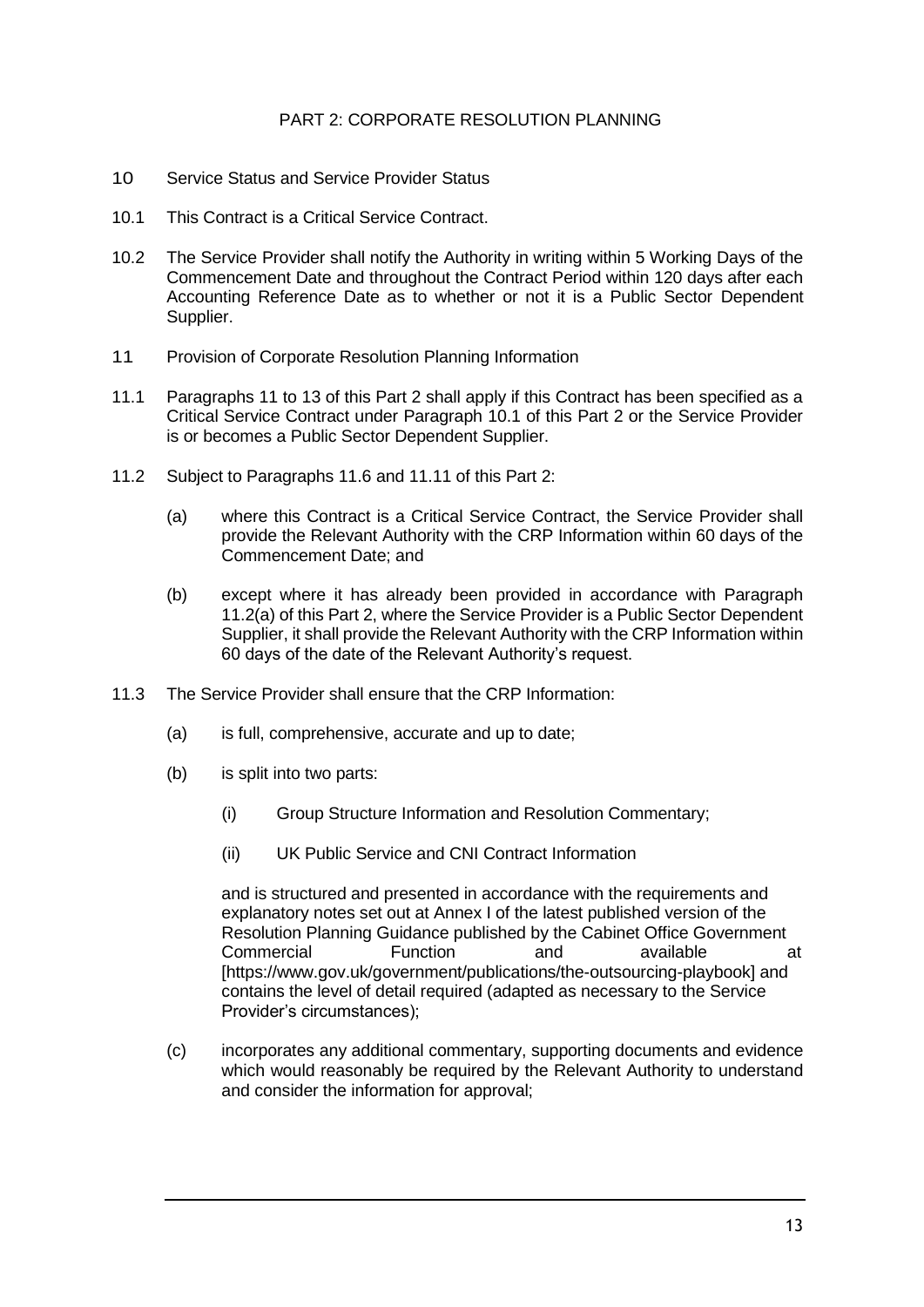## PART 2: CORPORATE RESOLUTION PLANNING

**10 Service Status and Service Provider Status**

10.1 This Contract is a Critical Service Contract.

10.2 The Service Provider shall notify the Authority in writing within 5 Working Days of the Commencement Date and throughout the Contract Period within 120 days after each Accounting Reference Date as to whether or not it is a Public Sector Dependent Supplier.

**11 Provision of Corporate Resolution Planning Information**

11.1 Paragraphs 11 to 13 of this Part 2 shall apply if this Contract has been specified as a Critical Service Contract under Paragraph 10.1 of this Part 2 or the Service Provider is or becomes a Public Sector Dependent Supplier.

11.2 Subject to Paragraphs 11.6 and 11.11 of this Part 2:

(a) where this Contract is a Critical Service Contract, the Service Provider shall provide the Relevant Authority with the CRP Information within 60 days of the Commencement Date; and

(b) except where it has already been provided in accordance with Paragraph 11.2(a) of this Part 2, where the Service Provider is a Public Sector Dependent Supplier, it shall provide the Relevant Authority with the CRP Information within 60 days of the date of the Relevant Authority's request.

11.3 The Service Provider shall ensure that the CRP Information:

(a) is full, comprehensive, accurate and up to date;

(b) is split into two parts:

(i) Group Structure Information and Resolution Commentary;

(ii) UK Public Service and CNI Contract Information

and is structured and presented in accordance with the requirements and explanatory notes set out at Annex I of the latest published version of the Resolution Planning Guidance published by the Cabinet Office Government Commercial Function and available at [https://www.gov.uk/government/publications/the-outsourcing-playbook] and contains the level of detail required (adapted as necessary to the Service Provider's circumstances);

(c) incorporates any additional commentary, supporting documents and evidence which would reasonably be required by the Relevant Authority to understand and consider the information for approval;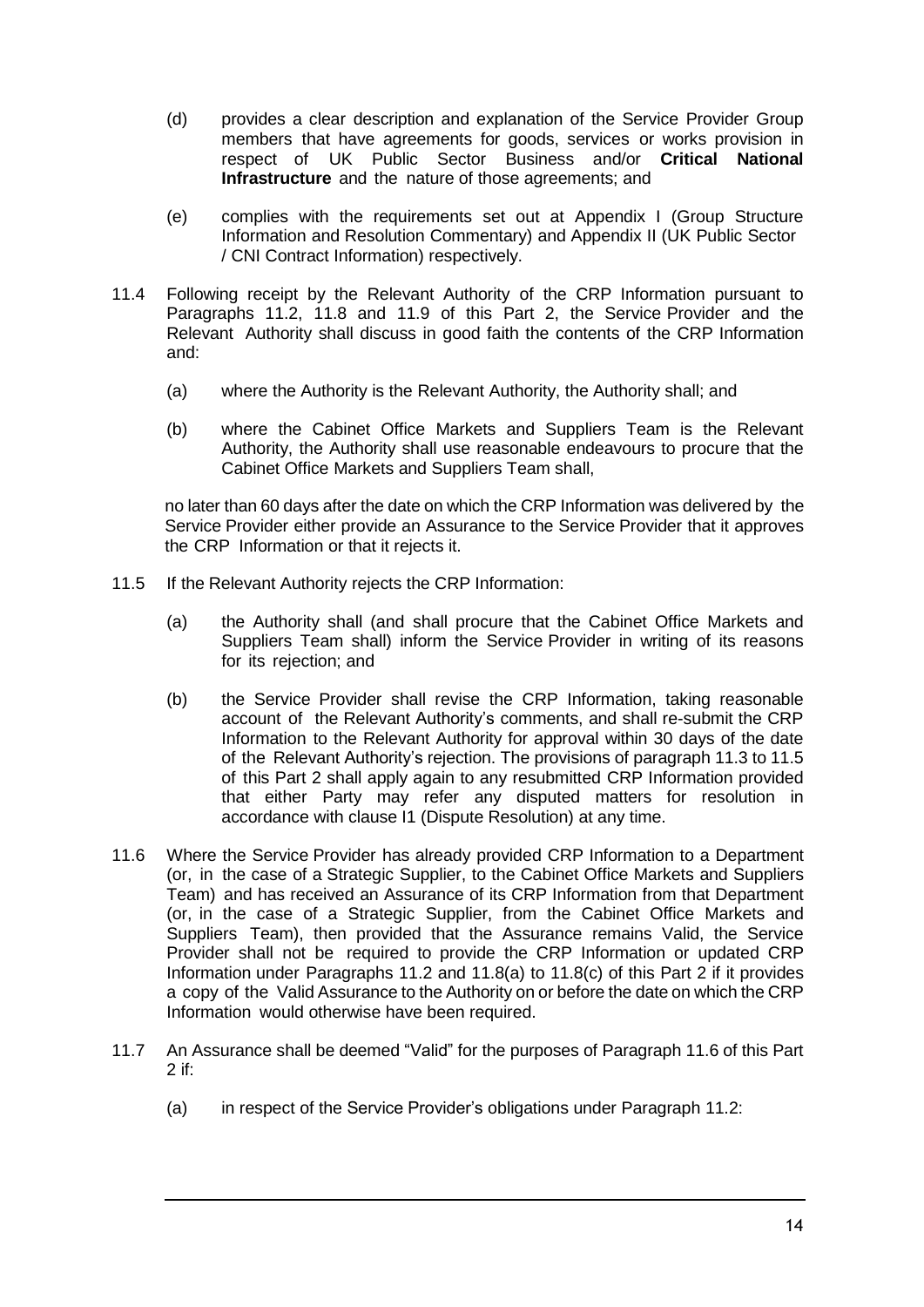(d) provides a clear description and explanation of the Service Provider Group members that have agreements for goods, services or works provision in respect of UK Public Sector Business and/or **Critical National Infrastructure** and the nature of those agreements; and

(e) complies with the requirements set out at Appendix I (Group Structure Information and Resolution Commentary) and Appendix II (UK Public Sector / CNI Contract Information) respectively.

11.4 Following receipt by the Relevant Authority of the CRP Information pursuant to Paragraphs 11.2, 11.8 and 11.9 of this Part 2, the Service Provider and the Relevant Authority shall discuss in good faith the contents of the CRP Information and:

(a) where the Authority is the Relevant Authority, the Authority shall; and

(b) where the Cabinet Office Markets and Suppliers Team is the Relevant Authority, the Authority shall use reasonable endeavours to procure that the Cabinet Office Markets and Suppliers Team shall,

no later than 60 days after the date on which the CRP Information was delivered by the Service Provider either provide an Assurance to the Service Provider that it approves the CRP Information or that it rejects it.

11.5 If the Relevant Authority rejects the CRP Information:

(a) the Authority shall (and shall procure that the Cabinet Office Markets and Suppliers Team shall) inform the Service Provider in writing of its reasons for its rejection; and

(b) the Service Provider shall revise the CRP Information, taking reasonable account of the Relevant Authority's comments, and shall re-submit the CRP Information to the Relevant Authority for approval within 30 days of the date of the Relevant Authority's rejection. The provisions of paragraph 11.3 to 11.5 of this Part 2 shall apply again to any resubmitted CRP Information provided that either Party may refer any disputed matters for resolution in accordance with clause I1 (Dispute Resolution) at any time.

11.6 Where the Service Provider has already provided CRP Information to a Department (or, in the case of a Strategic Supplier, to the Cabinet Office Markets and Suppliers Team) and has received an Assurance of its CRP Information from that Department (or, in the case of a Strategic Supplier, from the Cabinet Office Markets and Suppliers Team), then provided that the Assurance remains Valid, the Service Provider shall not be required to provide the CRP Information or updated CRP Information under Paragraphs 11.2 and 11.8(a) to 11.8(c) of this Part 2 if it provides a copy of the Valid Assurance to the Authority on or before the date on which the CRP Information would otherwise have been required.

11.7 An Assurance shall be deemed "Valid" for the purposes of Paragraph 11.6 of this Part 2 if:

(a) in respect of the Service Provider's obligations under Paragraph 11.2: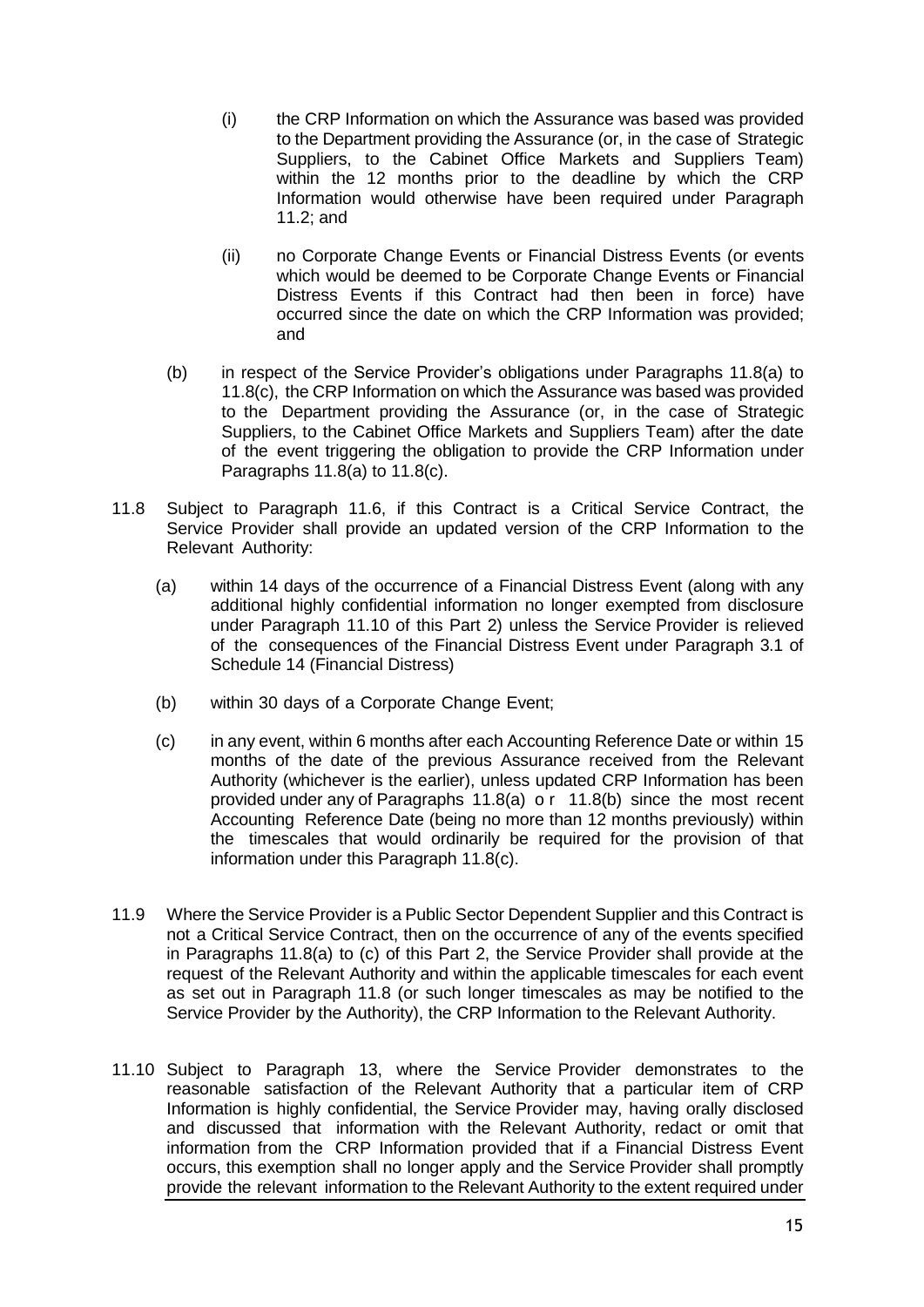(i) the CRP Information on which the Assurance was based was provided to the Department providing the Assurance (or, in the case of Strategic Suppliers, to the Cabinet Office Markets and Suppliers Team) within the 12 months prior to the deadline by which the CRP Information would otherwise have been required under Paragraph 11.2; and

(ii) no Corporate Change Events or Financial Distress Events (or events which would be deemed to be Corporate Change Events or Financial Distress Events if this Contract had then been in force) have occurred since the date on which the CRP Information was provided; and

(b) in respect of the Service Provider's obligations under Paragraphs 11.8(a) to 11.8(c), the CRP Information on which the Assurance was based was provided to the Department providing the Assurance (or, in the case of Strategic Suppliers, to the Cabinet Office Markets and Suppliers Team) after the date of the event triggering the obligation to provide the CRP Information under Paragraphs 11.8(a) to 11.8(c).

11.8 Subject to Paragraph 11.6, if this Contract is a Critical Service Contract, the Service Provider shall provide an updated version of the CRP Information to the Relevant Authority:

(a) within 14 days of the occurrence of a Financial Distress Event (along with any additional highly confidential information no longer exempted from disclosure under Paragraph 11.10 of this Part 2) unless the Service Provider is relieved of the consequences of the Financial Distress Event under Paragraph 3.1 of Schedule 14 (Financial Distress)

(b) within 30 days of a Corporate Change Event;

(c) in any event, within 6 months after each Accounting Reference Date or within 15 months of the date of the previous Assurance received from the Relevant Authority (whichever is the earlier), unless updated CRP Information has been provided under any of Paragraphs 11.8(a) or 11.8(b) since the most recent Accounting Reference Date (being no more than 12 months previously) within the timescales that would ordinarily be required for the provision of that information under this Paragraph 11.8(c).

11.9 Where the Service Provider is a Public Sector Dependent Supplier and this Contract is not a Critical Service Contract, then on the occurrence of any of the events specified in Paragraphs 11.8(a) to (c) of this Part 2, the Service Provider shall provide at the request of the Relevant Authority and within the applicable timescales for each event as set out in Paragraph 11.8 (or such longer timescales as may be notified to the Service Provider by the Authority), the CRP Information to the Relevant Authority.

11.10 Subject to Paragraph 13, where the Service Provider demonstrates to the reasonable satisfaction of the Relevant Authority that a particular item of CRP Information is highly confidential, the Service Provider may, having orally disclosed and discussed that information with the Relevant Authority, redact or omit that information from the CRP Information provided that if a Financial Distress Event occurs, this exemption shall no longer apply and the Service Provider shall promptly provide the relevant information to the Relevant Authority to the extent required under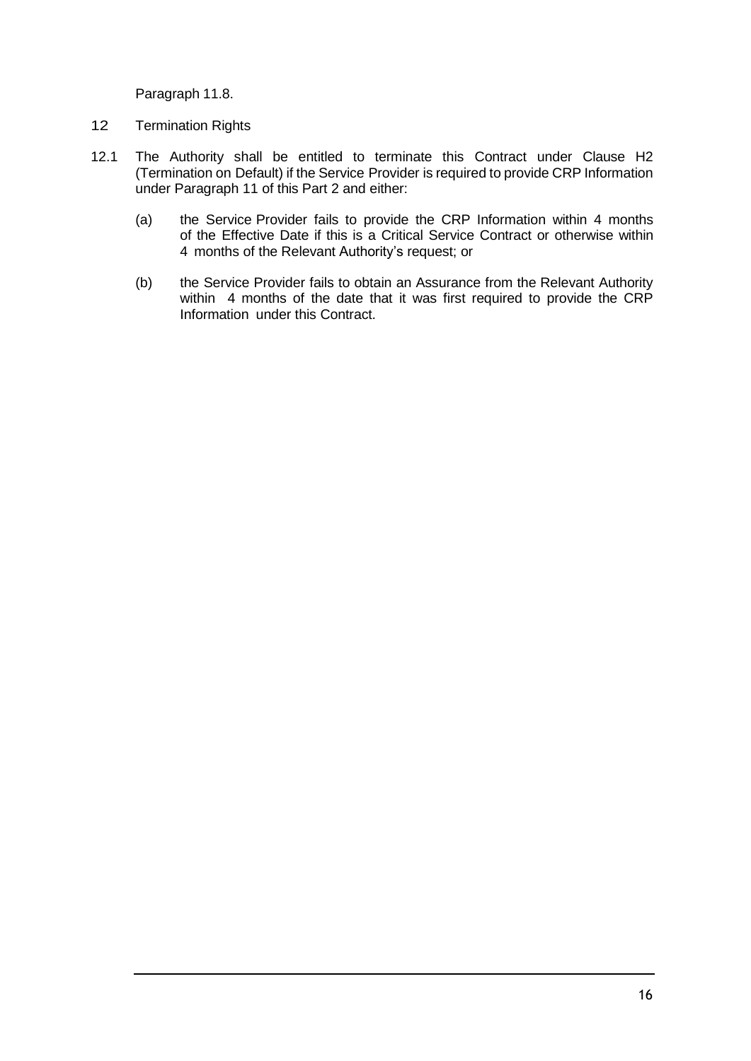Paragraph 11.8.

## 12 Termination Rights

12.1 The Authority shall be entitled to terminate this Contract under Clause H2 (Termination on Default) if the Service Provider is required to provide CRP Information under Paragraph 11 of this Part 2 and either:

(a) the Service Provider fails to provide the CRP Information within 4 months of the Effective Date if this is a Critical Service Contract or otherwise within 4 months of the Relevant Authority's request; or

(b) the Service Provider fails to obtain an Assurance from the Relevant Authority within 4 months of the date that it was first required to provide the CRP Information under this Contract.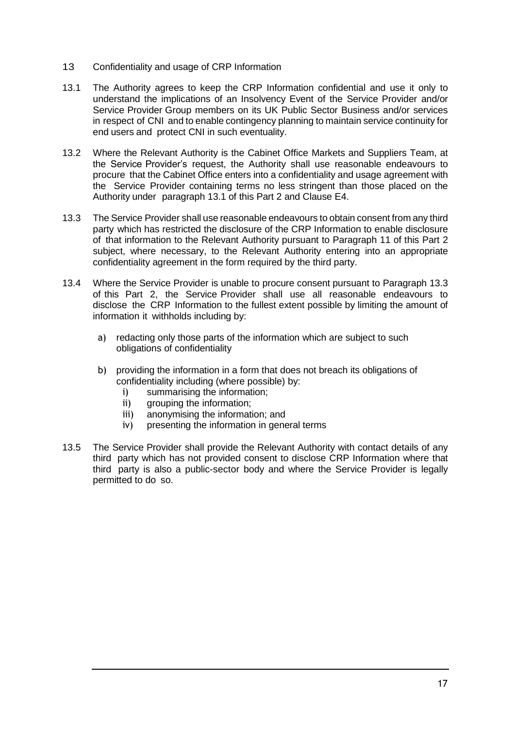## 13 Confidentiality and usage of CRP Information

13.1 The Authority agrees to keep the CRP Information confidential and use it only to understand the implications of an Insolvency Event of the Service Provider and/or Service Provider Group members on its UK Public Sector Business and/or services in respect of CNI and to enable contingency planning to maintain service continuity for end users and protect CNI in such eventuality.

13.2 Where the Relevant Authority is the Cabinet Office Markets and Suppliers Team, at the Service Provider's request, the Authority shall use reasonable endeavours to procure that the Cabinet Office enters into a confidentiality and usage agreement with the Service Provider containing terms no less stringent than those placed on the Authority under paragraph 13.1 of this Part 2 and Clause E4.

13.3 The Service Provider shall use reasonable endeavours to obtain consent from any third party which has restricted the disclosure of the CRP Information to enable disclosure of that information to the Relevant Authority pursuant to Paragraph 11 of this Part 2 subject, where necessary, to the Relevant Authority entering into an appropriate confidentiality agreement in the form required by the third party.

13.4 Where the Service Provider is unable to procure consent pursuant to Paragraph 13.3 of this Part 2, the Service Provider shall use all reasonable endeavours to disclose the CRP Information to the fullest extent possible by limiting the amount of information it withholds including by:

a) redacting only those parts of the information which are subject to such obligations of confidentiality

b) providing the information in a form that does not breach its obligations of confidentiality including (where possible) by:
   - i) summarising the information;
   - ii) grouping the information;
   - iii) anonymising the information; and
   - iv) presenting the information in general terms

13.5 The Service Provider shall provide the Relevant Authority with contact details of any third party which has not provided consent to disclose CRP Information where that third party is also a public-sector body and where the Service Provider is legally permitted to do so.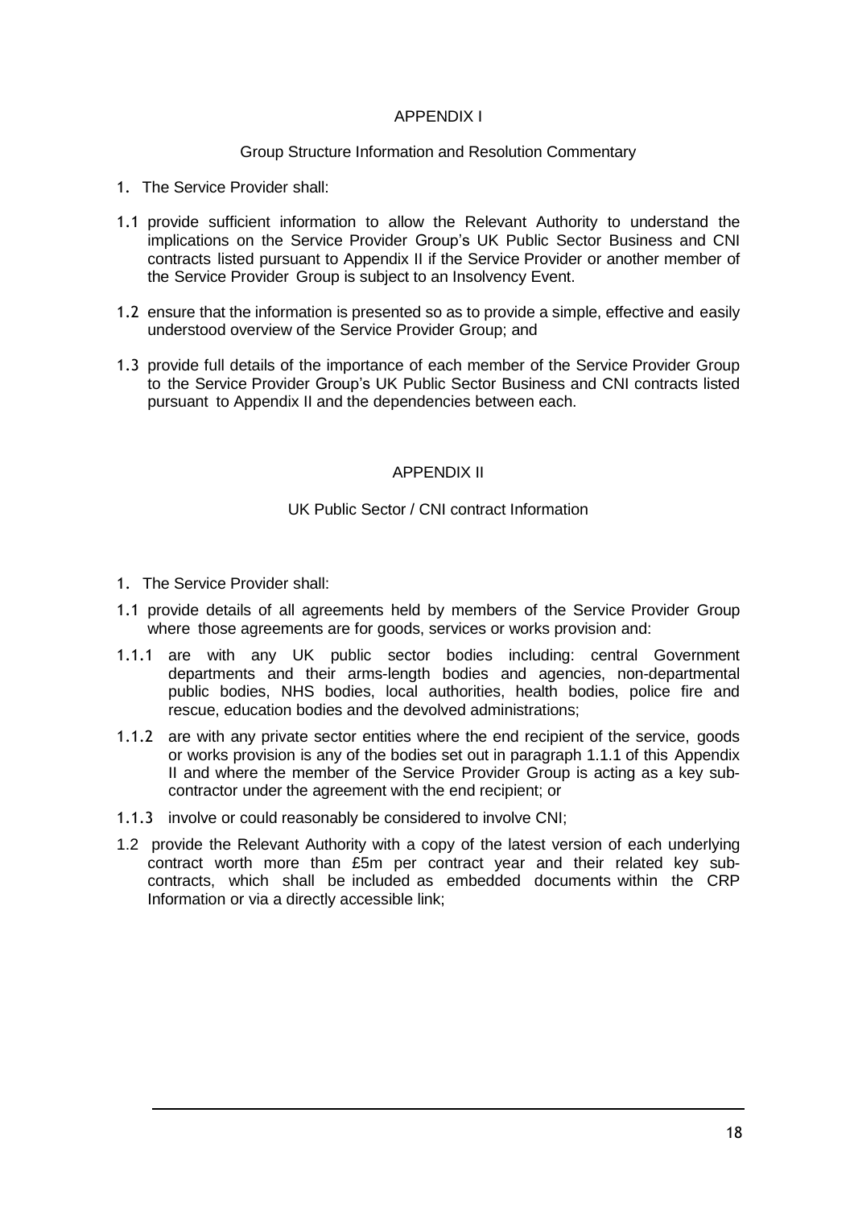## APPENDIX I

### Group Structure Information and Resolution Commentary

1. The Service Provider shall:

1.1 provide sufficient information to allow the Relevant Authority to understand the implications on the Service Provider Group's UK Public Sector Business and CNI contracts listed pursuant to Appendix II if the Service Provider or another member of the Service Provider Group is subject to an Insolvency Event.

1.2 ensure that the information is presented so as to provide a simple, effective and easily understood overview of the Service Provider Group; and

1.3 provide full details of the importance of each member of the Service Provider Group to the Service Provider Group's UK Public Sector Business and CNI contracts listed pursuant to Appendix II and the dependencies between each.

## APPENDIX II

### UK Public Sector / CNI contract Information

1. The Service Provider shall:

1.1 provide details of all agreements held by members of the Service Provider Group where those agreements are for goods, services or works provision and:

1.1.1 are with any UK public sector bodies including: central Government departments and their arms-length bodies and agencies, non-departmental public bodies, NHS bodies, local authorities, health bodies, police fire and rescue, education bodies and the devolved administrations;

1.1.2 are with any private sector entities where the end recipient of the service, goods or works provision is any of the bodies set out in paragraph 1.1.1 of this Appendix II and where the member of the Service Provider Group is acting as a key sub-contractor under the agreement with the end recipient; or

1.1.3 involve or could reasonably be considered to involve CNI;

1.2 provide the Relevant Authority with a copy of the latest version of each underlying contract worth more than £5m per contract year and their related key sub-contracts, which shall be included as embedded documents within the CRP Information or via a directly accessible link;